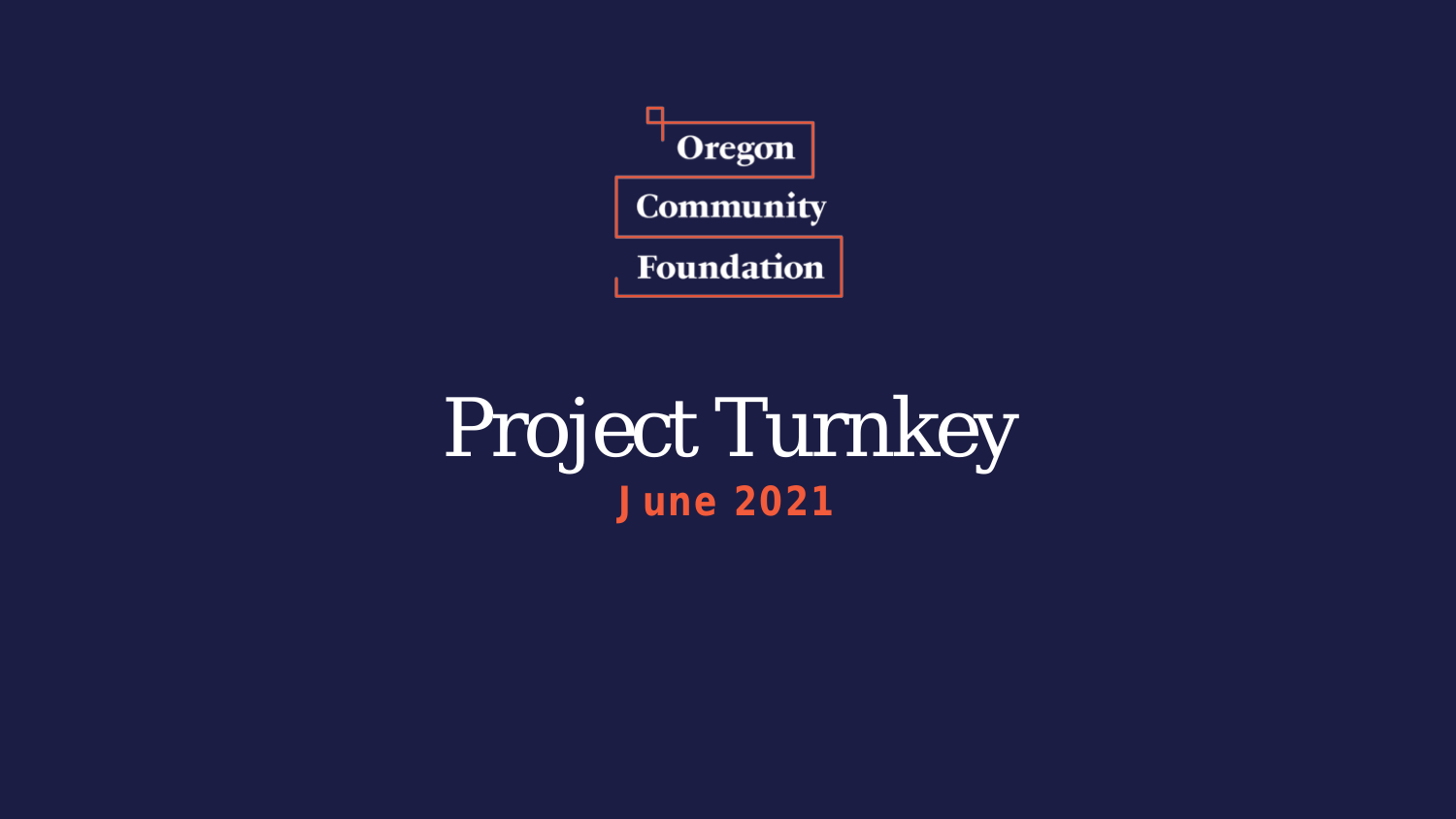Oregon Community Foundation

# Project Turnkey

## June 2021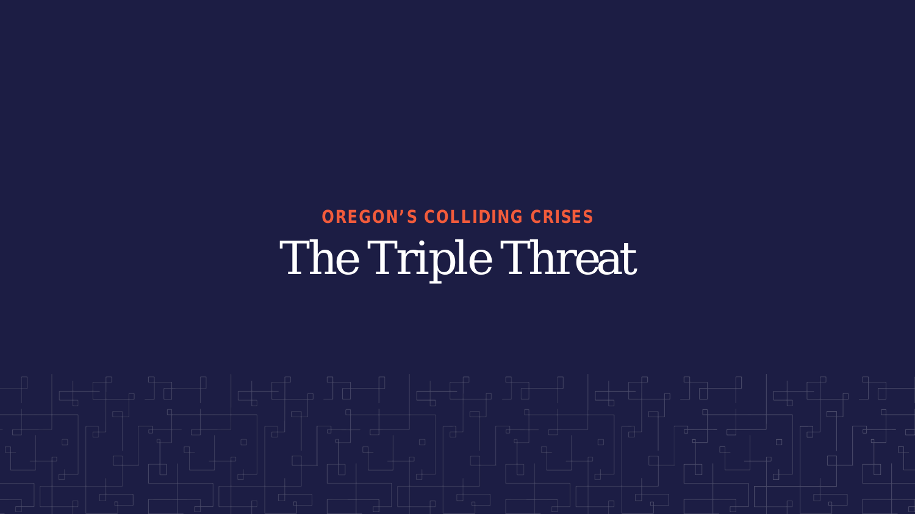OREGON'S COLLIDING CRISES

# The Triple Threat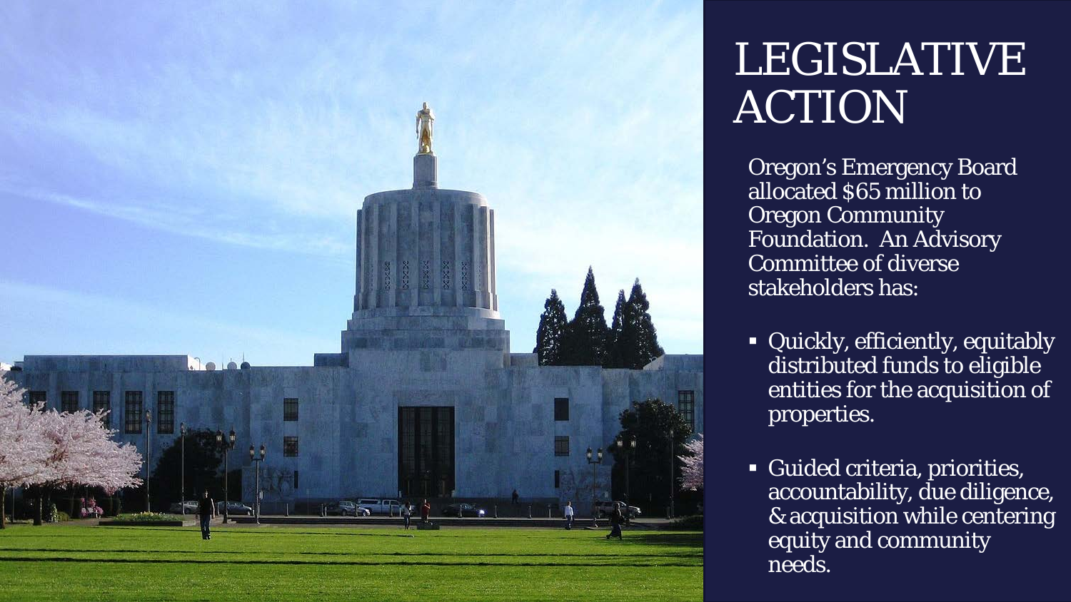# LEGISLATIVE ACTION

Oregon's Emergency Board allocated $65 million to Oregon Community Foundation. An Advisory Committee of diverse stakeholders has:

- Quickly, efficiently, equitably distributed funds to eligible entities for the acquisition of properties.
- Guided criteria, priorities, accountability, due diligence, & acquisition while centering equity and community needs.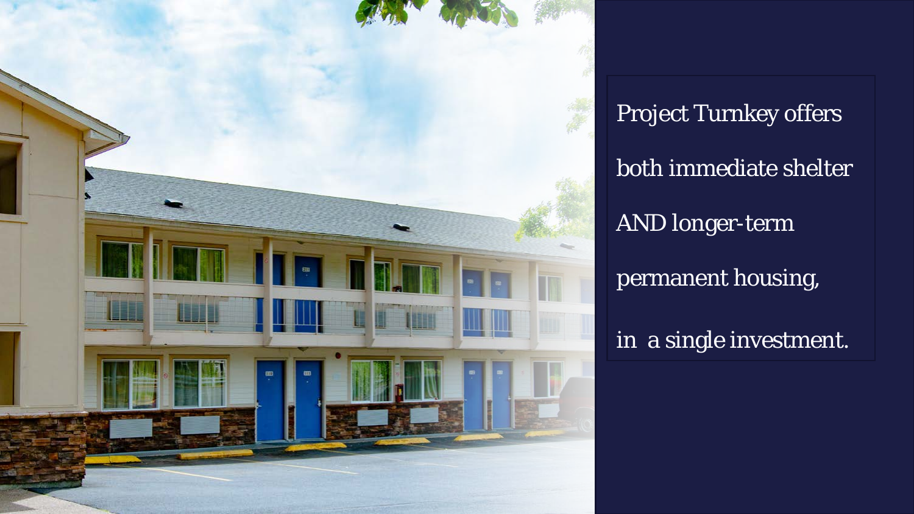Project Turnkey offers

both immediate shelter

AND longer-term

permanent housing,

in a single investment.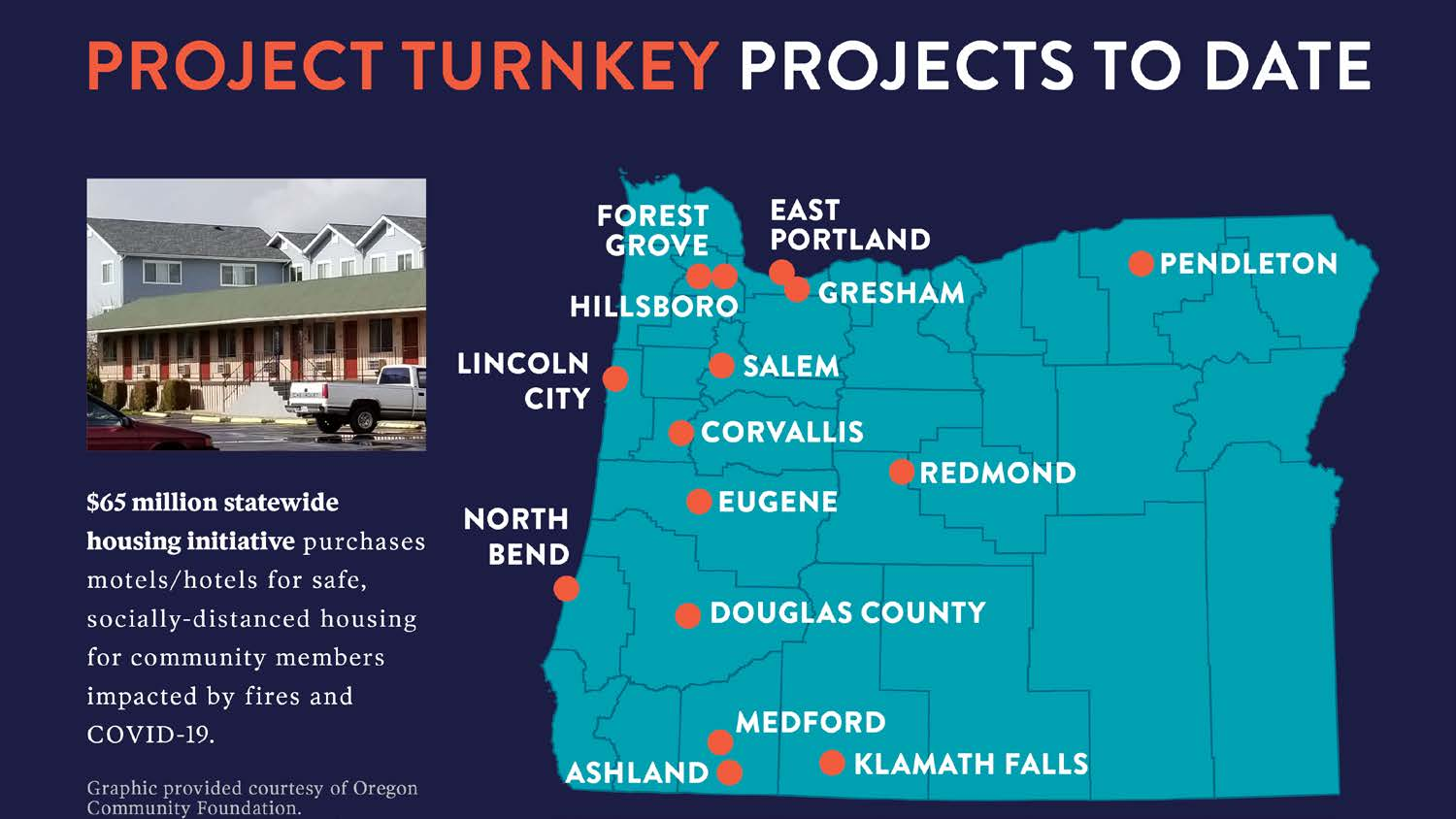# PROJECT TURNKEY PROJECTS TO DATE

**$65 million statewide housing initiative** purchases motels/hotels for safe, socially-distanced housing for community members impacted by fires and COVID-19.

Graphic provided courtesy of Oregon Community Foundation.

- FOREST GROVE
- EAST PORTLAND
- HILLSBORO
- GRESHAM
- PENDLETON
- LINCOLN CITY
- SALEM
- CORVALLIS
- REDMOND
- EUGENE
- NORTH BEND
- DOUGLAS COUNTY
- MEDFORD
- ASHLAND
- KLAMATH FALLS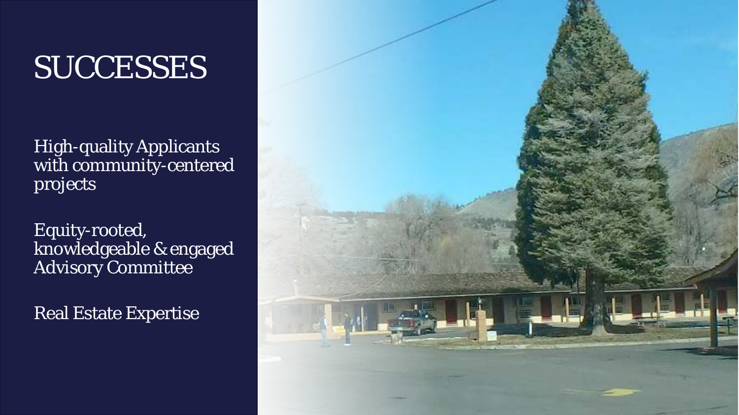# SUCCESSES

High-quality Applicants with community-centered projects

Equity-rooted, knowledgeable & engaged Advisory Committee

Real Estate Expertise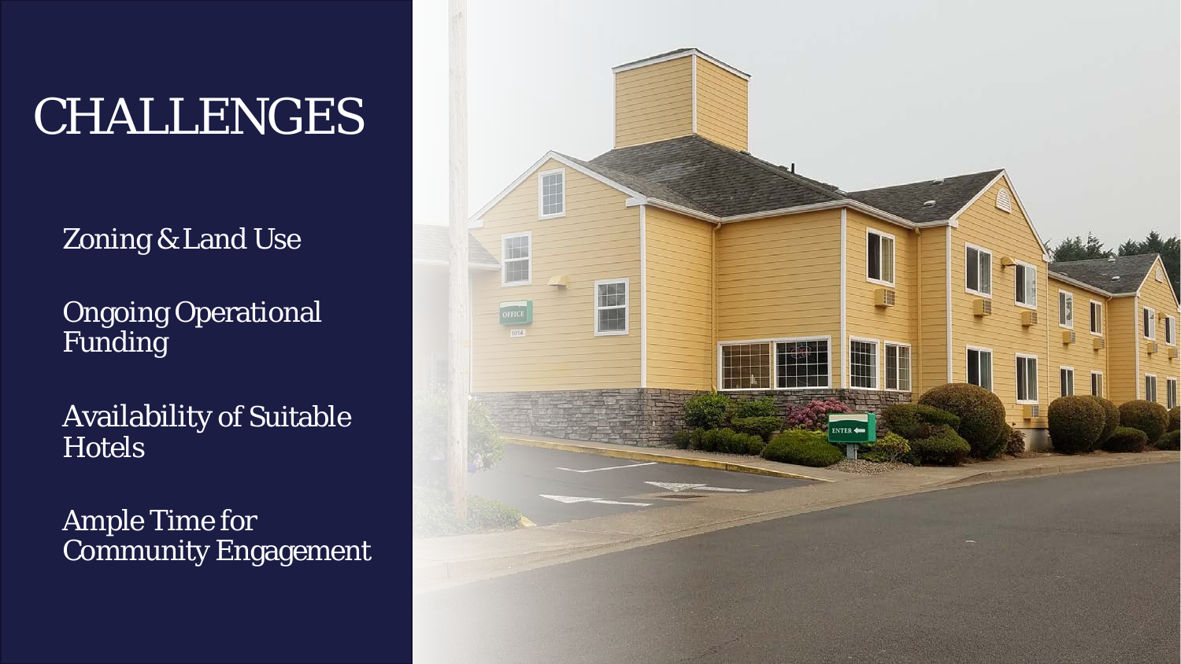# CHALLENGES

- Zoning & Land Use
- Ongoing Operational Funding
- Availability of Suitable Hotels
- Ample Time for Community Engagement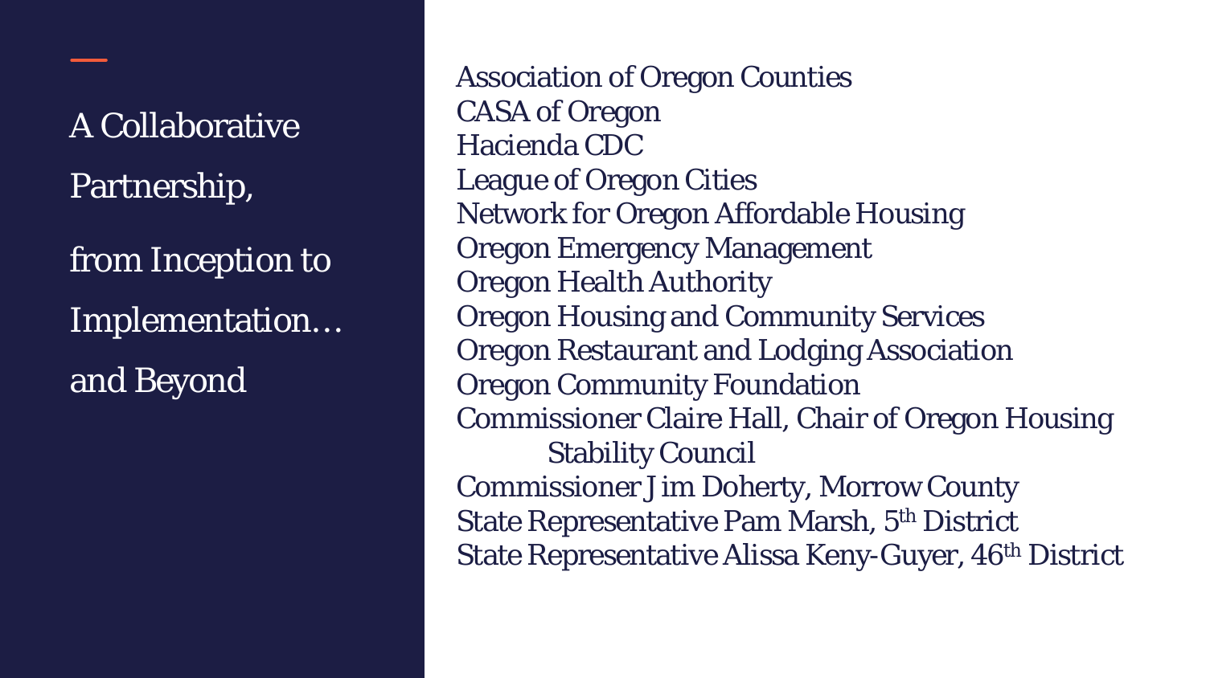# A Collaborative Partnership, from Inception to Implementation… and Beyond

Association of Oregon Counties
CASA of Oregon
Hacienda CDC
League of Oregon Cities
Network for Oregon Affordable Housing
Oregon Emergency Management
Oregon Health Authority
Oregon Housing and Community Services
Oregon Restaurant and Lodging Association
Oregon Community Foundation
Commissioner Claire Hall, Chair of Oregon Housing Stability Council
Commissioner Jim Doherty, Morrow County
State Representative Pam Marsh, 5th District
State Representative Alissa Keny-Guyer, 46th District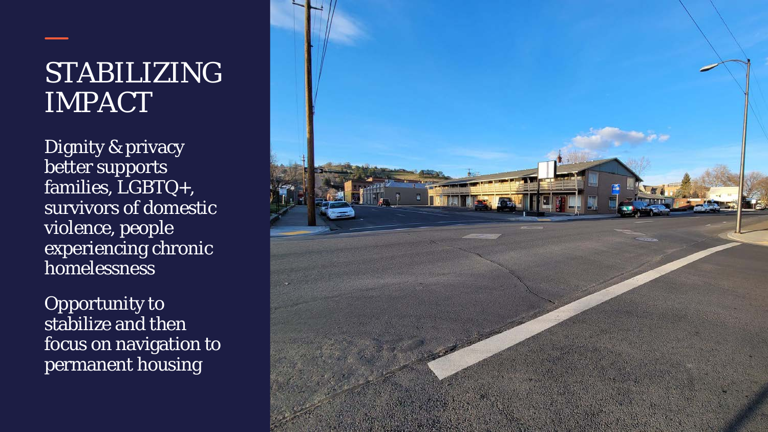# STABILIZING IMPACT

Dignity & privacy better supports families, LGBTQ+, survivors of domestic violence, people experiencing chronic homelessness

Opportunity to stabilize and then focus on navigation to permanent housing